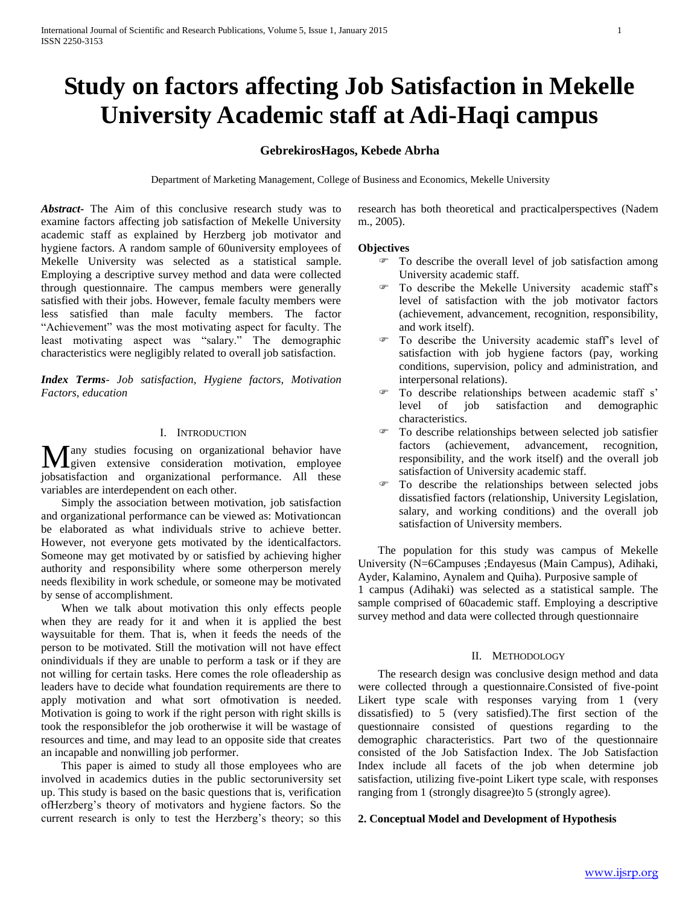# Study on factors affecting Job Satisfaction in Mekelle University Academic staff at Adi-Haqi campus

**GebrekirosHagos, Kebede Abrha**

Department of Marketing Management, College of Business and Economics, Mekelle University

***Abstract-*** The Aim of this conclusive research study was to examine factors affecting job satisfaction of Mekelle University academic staff as explained by Herzberg job motivator and hygiene factors. A random sample of 60university employees of Mekelle University was selected as a statistical sample. Employing a descriptive survey method and data were collected through questionnaire. The campus members were generally satisfied with their jobs. However, female faculty members were less satisfied than male faculty members. The factor "Achievement" was the most motivating aspect for faculty. The least motivating aspect was "salary." The demographic characteristics were negligibly related to overall job satisfaction.

***Index Terms-*** *Job satisfaction, Hygiene factors, Motivation Factors, education*

## I. Introduction

Many studies focusing on organizational behavior have given extensive consideration motivation, employee jobsatisfaction and organizational performance. All these variables are interdependent on each other.

Simply the association between motivation, job satisfaction and organizational performance can be viewed as: Motivationcan be elaborated as what individuals strive to achieve better. However, not everyone gets motivated by the identicalfactors. Someone may get motivated by or satisfied by achieving higher authority and responsibility where some otherperson merely needs flexibility in work schedule, or someone may be motivated by sense of accomplishment.

When we talk about motivation this only effects people when they are ready for it and when it is applied the best waysuitable for them. That is, when it feeds the needs of the person to be motivated. Still the motivation will not have effect onindividuals if they are unable to perform a task or if they are not willing for certain tasks. Here comes the role ofleadership as leaders have to decide what foundation requirements are there to apply motivation and what sort ofmotivation is needed. Motivation is going to work if the right person with right skills is took the responsiblefor the job orotherwise it will be wastage of resources and time, and may lead to an opposite side that creates an incapable and nonwilling job performer.

This paper is aimed to study all those employees who are involved in academics duties in the public sectoruniversity set up. This study is based on the basic questions that is, verification ofHerzberg's theory of motivators and hygiene factors. So the current research is only to test the Herzberg's theory; so this research has both theoretical and practicalperspectives (Nadem m., 2005).

**Objectives**

- To describe the overall level of job satisfaction among University academic staff.
- To describe the Mekelle University academic staff's level of satisfaction with the job motivator factors (achievement, advancement, recognition, responsibility, and work itself).
- To describe the University academic staff's level of satisfaction with job hygiene factors (pay, working conditions, supervision, policy and administration, and interpersonal relations).
- To describe relationships between academic staff s' level of job satisfaction and demographic characteristics.
- To describe relationships between selected job satisfier factors (achievement, advancement, recognition, responsibility, and the work itself) and the overall job satisfaction of University academic staff.
- To describe the relationships between selected jobs dissatisfied factors (relationship, University Legislation, salary, and working conditions) and the overall job satisfaction of University members.

The population for this study was campus of Mekelle University (N=6Campuses ;Endayesus (Main Campus), Adihaki, Ayder, Kalamino, Aynalem and Quiha). Purposive sample of 1 campus (Adihaki) was selected as a statistical sample. The sample comprised of 60academic staff. Employing a descriptive survey method and data were collected through questionnaire

## II. Methodology

The research design was conclusive design method and data were collected through a questionnaire.Consisted of five-point Likert type scale with responses varying from 1 (very dissatisfied) to 5 (very satisfied).The first section of the questionnaire consisted of questions regarding to the demographic characteristics. Part two of the questionnaire consisted of the Job Satisfaction Index. The Job Satisfaction Index include all facets of the job when determine job satisfaction, utilizing five-point Likert type scale, with responses ranging from 1 (strongly disagree)to 5 (strongly agree).

**2. Conceptual Model and Development of Hypothesis**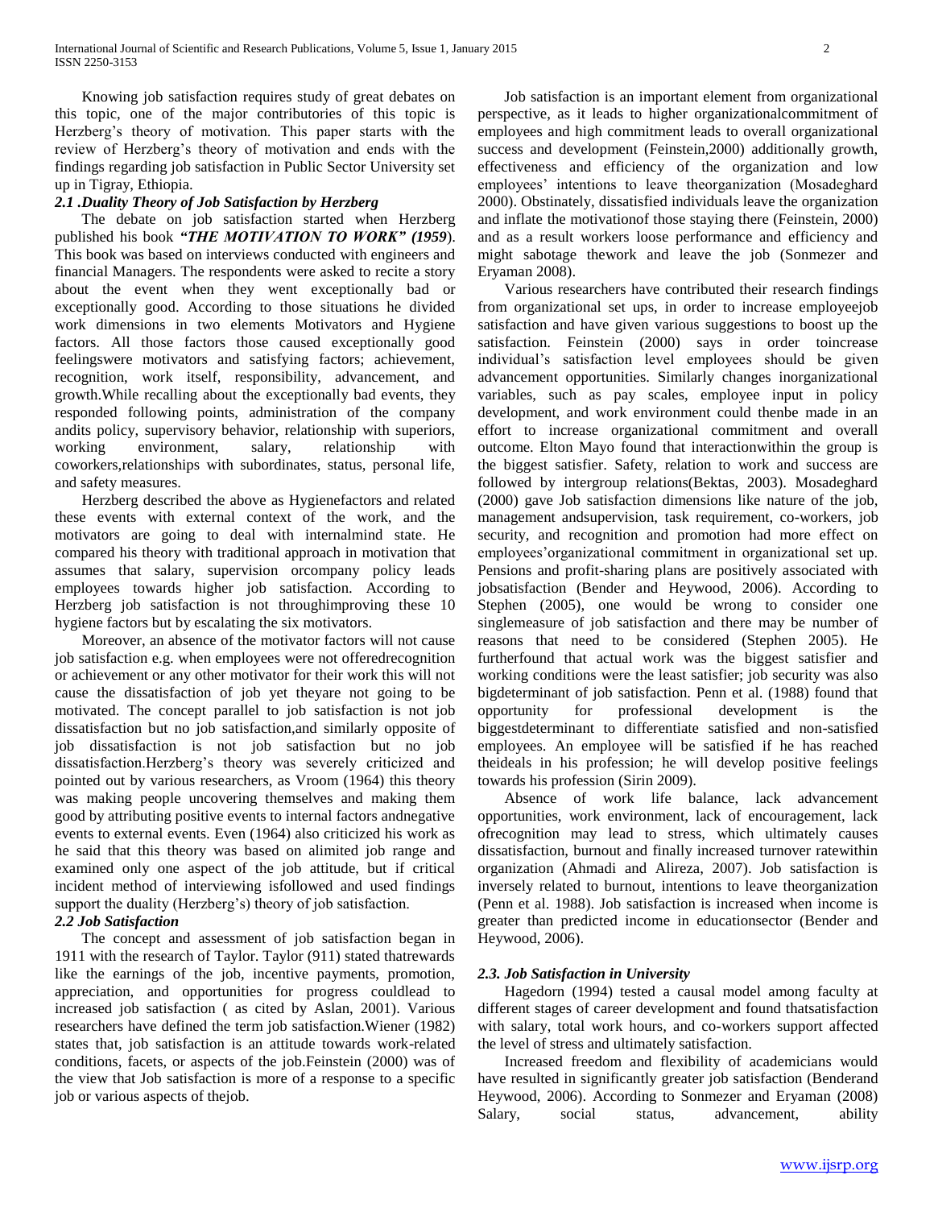Knowing job satisfaction requires study of great debates on this topic, one of the major contributories of this topic is Herzberg's theory of motivation. This paper starts with the review of Herzberg's theory of motivation and ends with the findings regarding job satisfaction in Public Sector University set up in Tigray, Ethiopia.

### *2.1 .Duality Theory of Job Satisfaction by Herzberg*

The debate on job satisfaction started when Herzberg published his book ***"THE MOTIVATION TO WORK" (1959***). This book was based on interviews conducted with engineers and financial Managers. The respondents were asked to recite a story about the event when they went exceptionally bad or exceptionally good. According to those situations he divided work dimensions in two elements Motivators and Hygiene factors. All those factors those caused exceptionally good feelingswere motivators and satisfying factors; achievement, recognition, work itself, responsibility, advancement, and growth.While recalling about the exceptionally bad events, they responded following points, administration of the company andits policy, supervisory behavior, relationship with superiors, working environment, salary, relationship with coworkers,relationships with subordinates, status, personal life, and safety measures.

Herzberg described the above as Hygienefactors and related these events with external context of the work, and the motivators are going to deal with internalmind state. He compared his theory with traditional approach in motivation that assumes that salary, supervision orcompany policy leads employees towards higher job satisfaction. According to Herzberg job satisfaction is not throughimproving these 10 hygiene factors but by escalating the six motivators.

Moreover, an absence of the motivator factors will not cause job satisfaction e.g. when employees were not offeredrecognition or achievement or any other motivator for their work this will not cause the dissatisfaction of job yet theyare not going to be motivated. The concept parallel to job satisfaction is not job dissatisfaction but no job satisfaction,and similarly opposite of job dissatisfaction is not job satisfaction but no job dissatisfaction.Herzberg's theory was severely criticized and pointed out by various researchers, as Vroom (1964) this theory was making people uncovering themselves and making them good by attributing positive events to internal factors andnegative events to external events. Even (1964) also criticized his work as he said that this theory was based on alimited job range and examined only one aspect of the job attitude, but if critical incident method of interviewing isfollowed and used findings support the duality (Herzberg's) theory of job satisfaction.

### *2.2 Job Satisfaction*

The concept and assessment of job satisfaction began in 1911 with the research of Taylor. Taylor (911) stated thatrewards like the earnings of the job, incentive payments, promotion, appreciation, and opportunities for progress couldlead to increased job satisfaction ( as cited by Aslan, 2001). Various researchers have defined the term job satisfaction.Wiener (1982) states that, job satisfaction is an attitude towards work-related conditions, facets, or aspects of the job.Feinstein (2000) was of the view that Job satisfaction is more of a response to a specific job or various aspects of thejob.

Job satisfaction is an important element from organizational perspective, as it leads to higher organizationalcommitment of employees and high commitment leads to overall organizational success and development (Feinstein,2000) additionally growth, effectiveness and efficiency of the organization and low employees' intentions to leave theorganization (Mosadeghard 2000). Obstinately, dissatisfied individuals leave the organization and inflate the motivationof those staying there (Feinstein, 2000) and as a result workers loose performance and efficiency and might sabotage thework and leave the job (Sonmezer and Eryaman 2008).

Various researchers have contributed their research findings from organizational set ups, in order to increase employeejob satisfaction and have given various suggestions to boost up the satisfaction. Feinstein (2000) says in order toincrease individual's satisfaction level employees should be given advancement opportunities. Similarly changes inorganizational variables, such as pay scales, employee input in policy development, and work environment could thenbe made in an effort to increase organizational commitment and overall outcome. Elton Mayo found that interactionwithin the group is the biggest satisfier. Safety, relation to work and success are followed by intergroup relations(Bektas, 2003). Mosadeghard (2000) gave Job satisfaction dimensions like nature of the job, management andsupervision, task requirement, co-workers, job security, and recognition and promotion had more effect on employees'organizational commitment in organizational set up. Pensions and profit-sharing plans are positively associated with jobsatisfaction (Bender and Heywood, 2006). According to Stephen (2005), one would be wrong to consider one singlemeasure of job satisfaction and there may be number of reasons that need to be considered (Stephen 2005). He furtherfound that actual work was the biggest satisfier and working conditions were the least satisfier; job security was also bigdeterminant of job satisfaction. Penn et al. (1988) found that opportunity for professional development is the biggestdeterminant to differentiate satisfied and non-satisfied employees. An employee will be satisfied if he has reached theideals in his profession; he will develop positive feelings towards his profession (Sirin 2009).

Absence of work life balance, lack advancement opportunities, work environment, lack of encouragement, lack ofrecognition may lead to stress, which ultimately causes dissatisfaction, burnout and finally increased turnover ratewithin organization (Ahmadi and Alireza, 2007). Job satisfaction is inversely related to burnout, intentions to leave theorganization (Penn et al. 1988). Job satisfaction is increased when income is greater than predicted income in educationsector (Bender and Heywood, 2006).

### *2.3. Job Satisfaction in University*

Hagedorn (1994) tested a causal model among faculty at different stages of career development and found thatsatisfaction with salary, total work hours, and co-workers support affected the level of stress and ultimately satisfaction.

Increased freedom and flexibility of academicians would have resulted in significantly greater job satisfaction (Benderand Heywood, 2006). According to Sonmezer and Eryaman (2008) Salary, social status, advancement, ability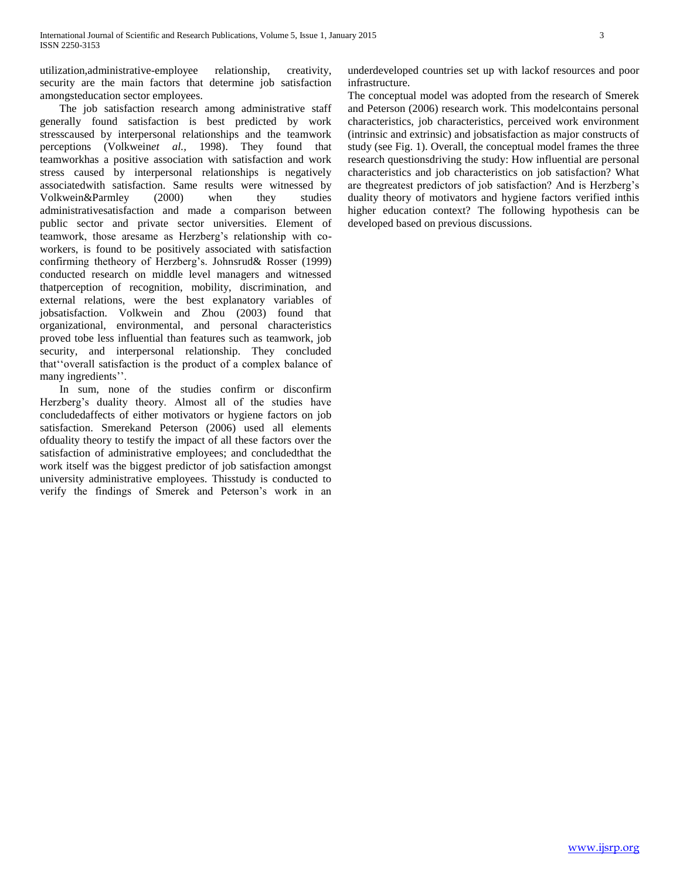utilization,administrative-employee relationship, creativity, security are the main factors that determine job satisfaction amongsteducation sector employees.

The job satisfaction research among administrative staff generally found satisfaction is best predicted by work stresscaused by interpersonal relationships and the teamwork perceptions (Volkwein*et al.,* 1998). They found that teamworkhas a positive association with satisfaction and work stress caused by interpersonal relationships is negatively associatedwith satisfaction. Same results were witnessed by Volkwein&Parmley (2000) when they studies administrativesatisfaction and made a comparison between public sector and private sector universities. Element of teamwork, those aresame as Herzberg's relationship with co-workers, is found to be positively associated with satisfaction confirming thetheory of Herzberg's. Johnsrud& Rosser (1999) conducted research on middle level managers and witnessed thatperception of recognition, mobility, discrimination, and external relations, were the best explanatory variables of jobsatisfaction. Volkwein and Zhou (2003) found that organizational, environmental, and personal characteristics proved tobe less influential than features such as teamwork, job security, and interpersonal relationship. They concluded that''overall satisfaction is the product of a complex balance of many ingredients''.

In sum, none of the studies confirm or disconfirm Herzberg's duality theory. Almost all of the studies have concludedaffects of either motivators or hygiene factors on job satisfaction. Smerekand Peterson (2006) used all elements ofduality theory to testify the impact of all these factors over the satisfaction of administrative employees; and concludedthat the work itself was the biggest predictor of job satisfaction amongst university administrative employees. Thisstudy is conducted to verify the findings of Smerek and Peterson's work in an underdeveloped countries set up with lackof resources and poor infrastructure.

The conceptual model was adopted from the research of Smerek and Peterson (2006) research work. This modelcontains personal characteristics, job characteristics, perceived work environment (intrinsic and extrinsic) and jobsatisfaction as major constructs of study (see Fig. 1). Overall, the conceptual model frames the three research questionsdriving the study: How influential are personal characteristics and job characteristics on job satisfaction? What are thegreatest predictors of job satisfaction? And is Herzberg's duality theory of motivators and hygiene factors verified inthis higher education context? The following hypothesis can be developed based on previous discussions.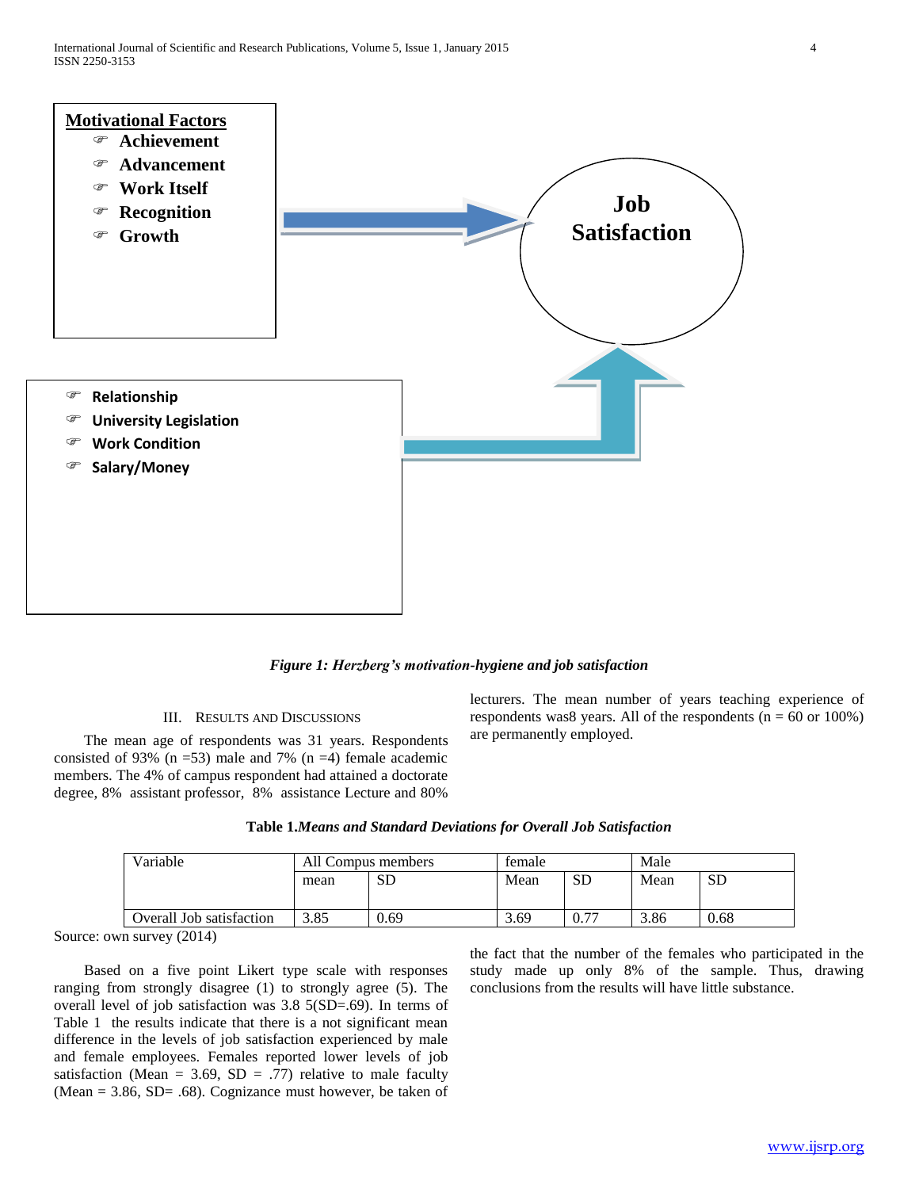**Motivational Factors**

- Achievement
- Advancement
- Work Itself
- Recognition
- Growth

**Job Satisfaction**

- Relationship
- University Legislation
- Work Condition
- Salary/Money

***Figure 1: Herzberg's motivation-hygiene and job satisfaction***

## III. Results and Discussions

The mean age of respondents was 31 years. Respondents consisted of 93% (n =53) male and 7% (n =4) female academic members. The 4% of campus respondent had attained a doctorate degree, 8% assistant professor, 8% assistance Lecture and 80% lecturers. The mean number of years teaching experience of respondents was8 years. All of the respondents (n = 60 or 100%) are permanently employed.

**Table 1.*Means and Standard Deviations for Overall Job Satisfaction***

| Variable | All Compus members | | female | | Male | |
|---|---|---|---|---|---|---|
| | mean | SD | Mean | SD | Mean | SD |
| Overall Job satisfaction | 3.85 | 0.69 | 3.69 | 0.77 | 3.86 | 0.68 |

Source: own survey (2014)

Based on a five point Likert type scale with responses ranging from strongly disagree (1) to strongly agree (5). The overall level of job satisfaction was 3.8 5(SD=.69). In terms of Table 1 the results indicate that there is a not significant mean difference in the levels of job satisfaction experienced by male and female employees. Females reported lower levels of job satisfaction (Mean = 3.69, SD = .77) relative to male faculty (Mean = 3.86, SD= .68). Cognizance must however, be taken of the fact that the number of the females who participated in the study made up only 8% of the sample. Thus, drawing conclusions from the results will have little substance.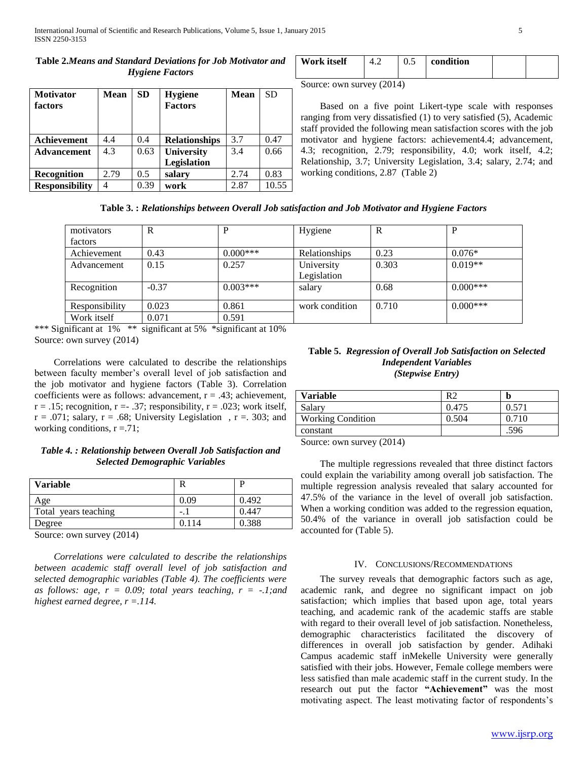**Table 2.** *Means and Standard Deviations for Job Motivator and Hygiene Factors*

| Motivator factors | Mean | SD | Hygiene Factors | Mean | SD |
|---|---|---|---|---|---|
| **Achievement** | 4.4 | 0.4 | **Relationships** | 3.7 | 0.47 |
| **Advancement** | 4.3 | 0.63 | **University Legislation** | 3.4 | 0.66 |
| **Recognition** | 2.79 | 0.5 | **salary** | 2.74 | 0.83 |
| **Responsibility** | 4 | 0.39 | **work condition** | 2.87 | 10.55 |
| **Work itself** | 4.2 | 0.5 | | | |

Source: own survey (2014)

Based on a five point Likert-type scale with responses ranging from very dissatisfied (1) to very satisfied (5), Academic staff provided the following mean satisfaction scores with the job motivator and hygiene factors: achievement4.4; advancement, 4.3; recognition, 2.79; responsibility, 4.0; work itself, 4.2; Relationship, 3.7; University Legislation, 3.4; salary, 2.74; and working conditions, 2.87 (Table 2)

**Table 3. :** ***Relationships between Overall Job satisfaction and Job Motivator and Hygiene Factors***

| motivators factors | R | P | Hygiene | R | P |
|---|---|---|---|---|---|
| Achievement | 0.43 | 0.000*** | Relationships | 0.23 | 0.076* |
| Advancement | 0.15 | 0.257 | University Legislation | 0.303 | 0.019** |
| Recognition | -0.37 | 0.003*** | salary | 0.68 | 0.000*** |
| Responsibility | 0.023 | 0.861 | work condition | 0.710 | 0.000*** |
| Work itself | 0.071 | 0.591 | | | |

*** Significant at 1% ** significant at 5% *significant at 10%

Source: own survey (2014)

Correlations were calculated to describe the relationships between faculty member's overall level of job satisfaction and the job motivator and hygiene factors (Table 3). Correlation coefficients were as follows: advancement, r = .43; achievement, r = .15; recognition, r =- .37; responsibility, r = .023; work itself, r = .071; salary, r = .68; University Legislation , r =. 303; and working conditions, r =.71;

***Table 4. : Relationship between Overall Job Satisfaction and Selected Demographic Variables***

| Variable | R | P |
|---|---|---|
| Age | 0.09 | 0.492 |
| Total years teaching | -.1 | 0.447 |
| Degree | 0.114 | 0.388 |

Source: own survey (2014)

*Correlations were calculated to describe the relationships between academic staff overall level of job satisfaction and selected demographic variables (Table 4). The coefficients were as follows: age, r = 0.09; total years teaching, r = -.1;and highest earned degree, r =.114.*

**Table 5.** ***Regression of Overall Job Satisfaction on Selected Independent Variables (Stepwise Entry)***

| Variable | R2 | b |
|---|---|---|
| Salary | 0.475 | 0.571 |
| Working Condition | 0.504 | 0.710 |
| constant | | .596 |

Source: own survey (2014)

The multiple regressions revealed that three distinct factors could explain the variability among overall job satisfaction. The multiple regression analysis revealed that salary accounted for 47.5% of the variance in the level of overall job satisfaction. When a working condition was added to the regression equation, 50.4% of the variance in overall job satisfaction could be accounted for (Table 5).

## IV. Conclusions/Recommendations

The survey reveals that demographic factors such as age, academic rank, and degree no significant impact on job satisfaction; which implies that based upon age, total years teaching, and academic rank of the academic staffs are stable with regard to their overall level of job satisfaction. Nonetheless, demographic characteristics facilitated the discovery of differences in overall job satisfaction by gender. Adihaki Campus academic staff inMekelle University were generally satisfied with their jobs. However, Female college members were less satisfied than male academic staff in the current study. In the research out put the factor **"Achievement"** was the most motivating aspect. The least motivating factor of respondents's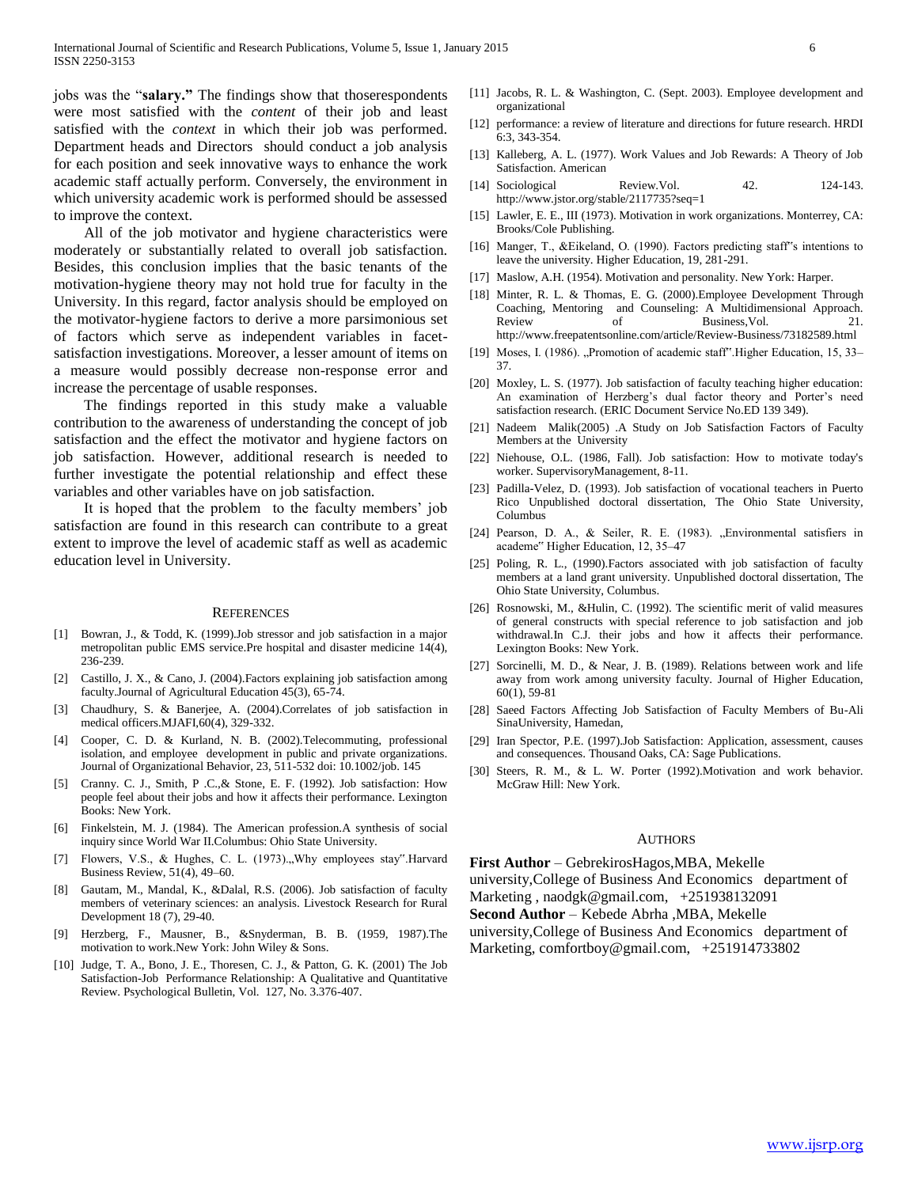jobs was the "**salary."** The findings show that thoserespondents were most satisfied with the *content* of their job and least satisfied with the *context* in which their job was performed. Department heads and Directors should conduct a job analysis for each position and seek innovative ways to enhance the work academic staff actually perform. Conversely, the environment in which university academic work is performed should be assessed to improve the context.

All of the job motivator and hygiene characteristics were moderately or substantially related to overall job satisfaction. Besides, this conclusion implies that the basic tenants of the motivation-hygiene theory may not hold true for faculty in the University. In this regard, factor analysis should be employed on the motivator-hygiene factors to derive a more parsimonious set of factors which serve as independent variables in facet-satisfaction investigations. Moreover, a lesser amount of items on a measure would possibly decrease non-response error and increase the percentage of usable responses.

The findings reported in this study make a valuable contribution to the awareness of understanding the concept of job satisfaction and the effect the motivator and hygiene factors on job satisfaction. However, additional research is needed to further investigate the potential relationship and effect these variables and other variables have on job satisfaction.

It is hoped that the problem to the faculty members' job satisfaction are found in this research can contribute to a great extent to improve the level of academic staff as well as academic education level in University.

## REFERENCES

[1] Bowran, J., & Todd, K. (1999).Job stressor and job satisfaction in a major metropolitan public EMS service.Pre hospital and disaster medicine 14(4), 236-239.

[2] Castillo, J. X., & Cano, J. (2004).Factors explaining job satisfaction among faculty.Journal of Agricultural Education 45(3), 65-74.

[3] Chaudhury, S. & Banerjee, A. (2004).Correlates of job satisfaction in medical officers.MJAFI,60(4), 329-332.

[4] Cooper, C. D. & Kurland, N. B. (2002).Telecommuting, professional isolation, and employee development in public and private organizations. Journal of Organizational Behavior, 23, 511-532 doi: 10.1002/job. 145

[5] Cranny. C. J., Smith, P .C.,& Stone, E. F. (1992). Job satisfaction: How people feel about their jobs and how it affects their performance. Lexington Books: New York.

[6] Finkelstein, M. J. (1984). The American profession.A synthesis of social inquiry since World War II.Columbus: Ohio State University.

[7] Flowers, V.S., & Hughes, C. L. (1973).„Why employees stay".Harvard Business Review, 51(4), 49–60.

[8] Gautam, M., Mandal, K., &Dalal, R.S. (2006). Job satisfaction of faculty members of veterinary sciences: an analysis. Livestock Research for Rural Development 18 (7), 29-40.

[9] Herzberg, F., Mausner, B., &Snyderman, B. B. (1959, 1987).The motivation to work.New York: John Wiley & Sons.

[10] Judge, T. A., Bono, J. E., Thoresen, C. J., & Patton, G. K. (2001) The Job Satisfaction-Job Performance Relationship: A Qualitative and Quantitative Review. Psychological Bulletin, Vol. 127, No. 3.376-407.

[11] Jacobs, R. L. & Washington, C. (Sept. 2003). Employee development and organizational

[12] performance: a review of literature and directions for future research. HRDI 6:3, 343-354.

[13] Kalleberg, A. L. (1977). Work Values and Job Rewards: A Theory of Job Satisfaction. American

[14] Sociological Review.Vol. 42. 124-143. http://www.jstor.org/stable/2117735?seq=1

[15] Lawler, E. E., III (1973). Motivation in work organizations. Monterrey, CA: Brooks/Cole Publishing.

[16] Manger, T., &Eikeland, O. (1990). Factors predicting staff"s intentions to leave the university. Higher Education, 19, 281-291.

[17] Maslow, A.H. (1954). Motivation and personality. New York: Harper.

[18] Minter, R. L. & Thomas, E. G. (2000).Employee Development Through Coaching, Mentoring and Counseling: A Multidimensional Approach. Review of Business,Vol. 21. http://www.freepatentsonline.com/article/Review-Business/73182589.html

[19] Moses, I. (1986). „Promotion of academic staff".Higher Education, 15, 33–37.

[20] Moxley, L. S. (1977). Job satisfaction of faculty teaching higher education: An examination of Herzberg's dual factor theory and Porter's need satisfaction research. (ERIC Document Service No.ED 139 349).

[21] Nadeem Malik(2005) .A Study on Job Satisfaction Factors of Faculty Members at the University

[22] Niehouse, O.L. (1986, Fall). Job satisfaction: How to motivate today's worker. SupervisoryManagement, 8-11.

[23] Padilla-Velez, D. (1993). Job satisfaction of vocational teachers in Puerto Rico Unpublished doctoral dissertation, The Ohio State University, Columbus

[24] Pearson, D. A., & Seiler, R. E. (1983). „Environmental satisfiers in academe" Higher Education, 12, 35–47

[25] Poling, R. L., (1990).Factors associated with job satisfaction of faculty members at a land grant university. Unpublished doctoral dissertation, The Ohio State University, Columbus.

[26] Rosnowski, M., &Hulin, C. (1992). The scientific merit of valid measures of general constructs with special reference to job satisfaction and job withdrawal.In C.J. their jobs and how it affects their performance. Lexington Books: New York.

[27] Sorcinelli, M. D., & Near, J. B. (1989). Relations between work and life away from work among university faculty. Journal of Higher Education, 60(1), 59-81

[28] Saeed Factors Affecting Job Satisfaction of Faculty Members of Bu-Ali SinaUniversity, Hamedan,

[29] Iran Spector, P.E. (1997).Job Satisfaction: Application, assessment, causes and consequences. Thousand Oaks, CA: Sage Publications.

[30] Steers, R. M., & L. W. Porter (1992).Motivation and work behavior. McGraw Hill: New York.

## AUTHORS

**First Author** – GebrekirosHagos,MBA, Mekelle university,College of Business And Economics department of Marketing , naodgk@gmail.com, +251938132091

**Second Author** – Kebede Abrha ,MBA, Mekelle university,College of Business And Economics department of Marketing, comfortboy@gmail.com, +251914733802